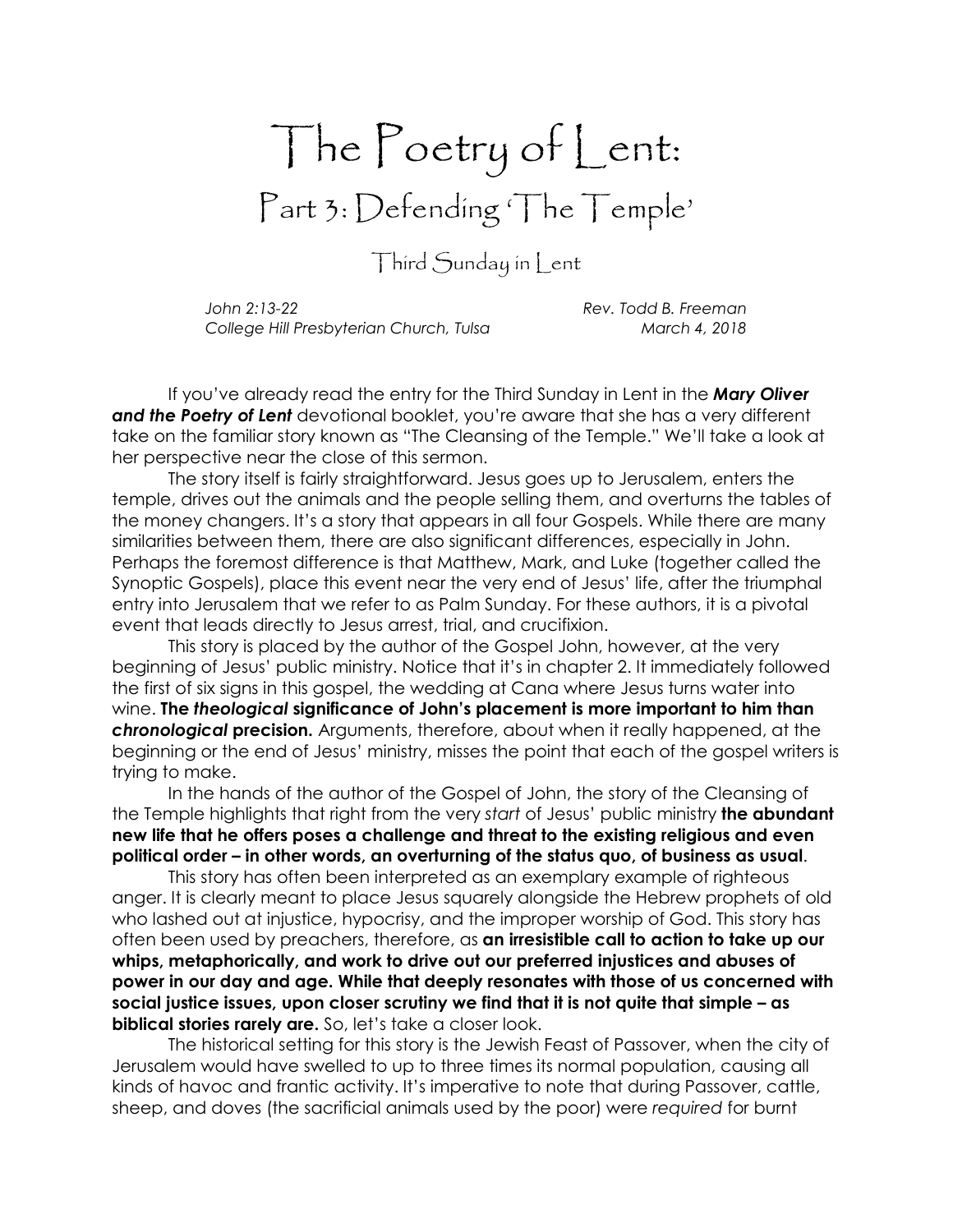# The Poetry of Lent:

## Part 3: Defending 'The Temple'

### Third Sunday in Lent

*John 2:13-22* *Rev. Todd B. Freeman*
*College Hill Presbyterian Church, Tulsa* *March 4, 2018*

If you've already read the entry for the Third Sunday in Lent in the ***Mary Oliver and the Poetry of Lent*** devotional booklet, you're aware that she has a very different take on the familiar story known as "The Cleansing of the Temple." We'll take a look at her perspective near the close of this sermon.

The story itself is fairly straightforward. Jesus goes up to Jerusalem, enters the temple, drives out the animals and the people selling them, and overturns the tables of the money changers. It's a story that appears in all four Gospels. While there are many similarities between them, there are also significant differences, especially in John. Perhaps the foremost difference is that Matthew, Mark, and Luke (together called the Synoptic Gospels), place this event near the very end of Jesus' life, after the triumphal entry into Jerusalem that we refer to as Palm Sunday. For these authors, it is a pivotal event that leads directly to Jesus arrest, trial, and crucifixion.

This story is placed by the author of the Gospel John, however, at the very beginning of Jesus' public ministry. Notice that it's in chapter 2. It immediately followed the first of six signs in this gospel, the wedding at Cana where Jesus turns water into wine. **The *theological* significance of John's placement is more important to him than *chronological* precision.** Arguments, therefore, about when it really happened, at the beginning or the end of Jesus' ministry, misses the point that each of the gospel writers is trying to make.

In the hands of the author of the Gospel of John, the story of the Cleansing of the Temple highlights that right from the very *start* of Jesus' public ministry **the abundant new life that he offers poses a challenge and threat to the existing religious and even political order – in other words, an overturning of the status quo, of business as usual**.

This story has often been interpreted as an exemplary example of righteous anger. It is clearly meant to place Jesus squarely alongside the Hebrew prophets of old who lashed out at injustice, hypocrisy, and the improper worship of God. This story has often been used by preachers, therefore, as **an irresistible call to action to take up our whips, metaphorically, and work to drive out our preferred injustices and abuses of power in our day and age. While that deeply resonates with those of us concerned with social justice issues, upon closer scrutiny we find that it is not quite that simple – as biblical stories rarely are.** So, let's take a closer look.

The historical setting for this story is the Jewish Feast of Passover, when the city of Jerusalem would have swelled to up to three times its normal population, causing all kinds of havoc and frantic activity. It's imperative to note that during Passover, cattle, sheep, and doves (the sacrificial animals used by the poor) were *required* for burnt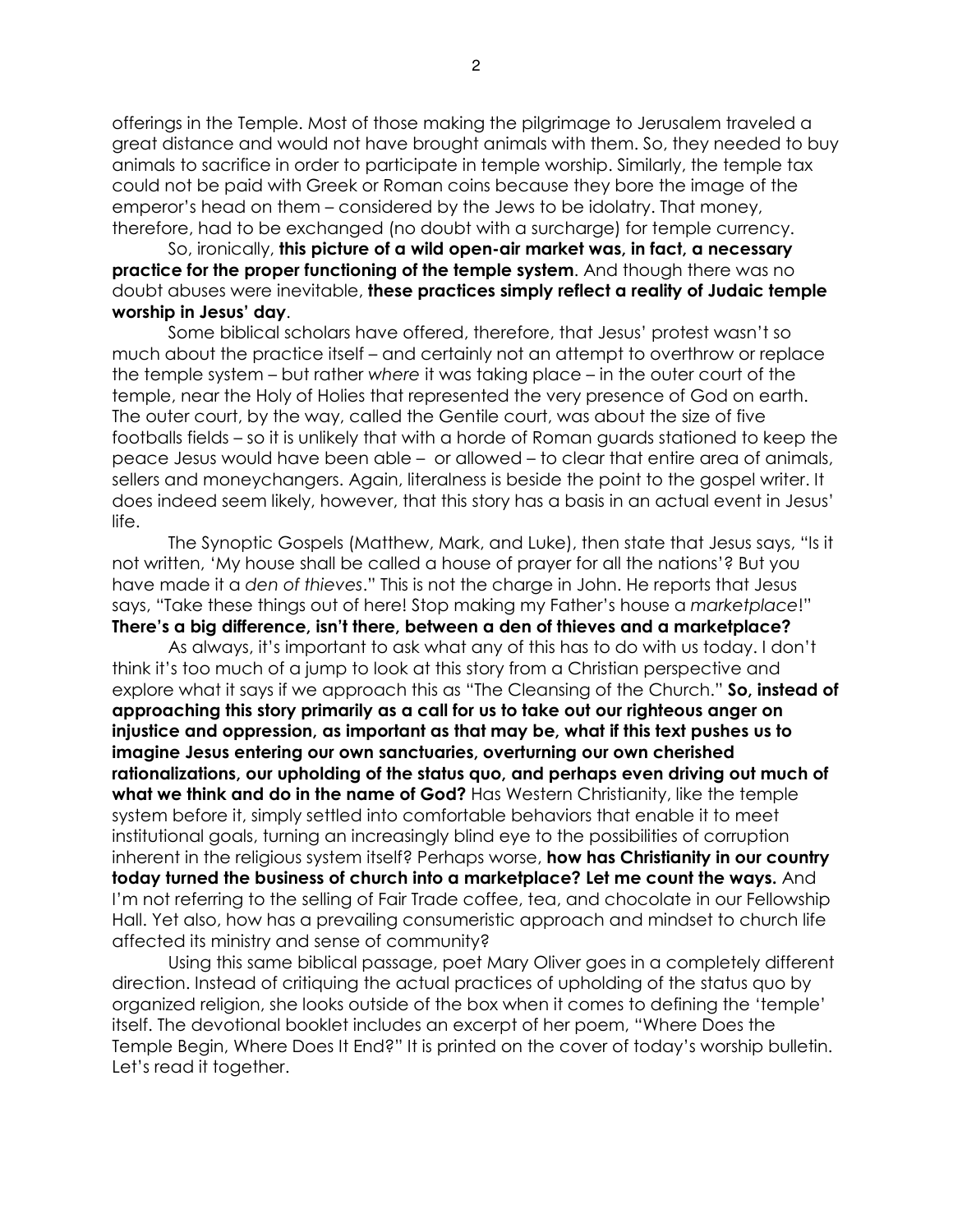offerings in the Temple. Most of those making the pilgrimage to Jerusalem traveled a great distance and would not have brought animals with them. So, they needed to buy animals to sacrifice in order to participate in temple worship. Similarly, the temple tax could not be paid with Greek or Roman coins because they bore the image of the emperor's head on them – considered by the Jews to be idolatry. That money, therefore, had to be exchanged (no doubt with a surcharge) for temple currency.

So, ironically, **this picture of a wild open-air market was, in fact, a necessary practice for the proper functioning of the temple system**. And though there was no doubt abuses were inevitable, **these practices simply reflect a reality of Judaic temple worship in Jesus' day**.

Some biblical scholars have offered, therefore, that Jesus' protest wasn't so much about the practice itself – and certainly not an attempt to overthrow or replace the temple system – but rather *where* it was taking place – in the outer court of the temple, near the Holy of Holies that represented the very presence of God on earth. The outer court, by the way, called the Gentile court, was about the size of five footballs fields – so it is unlikely that with a horde of Roman guards stationed to keep the peace Jesus would have been able – or allowed – to clear that entire area of animals, sellers and moneychangers. Again, literalness is beside the point to the gospel writer. It does indeed seem likely, however, that this story has a basis in an actual event in Jesus' life.

The Synoptic Gospels (Matthew, Mark, and Luke), then state that Jesus says, "Is it not written, 'My house shall be called a house of prayer for all the nations'? But you have made it a *den of thieves*." This is not the charge in John. He reports that Jesus says, "Take these things out of here! Stop making my Father's house a *marketplace*!" **There's a big difference, isn't there, between a den of thieves and a marketplace?**

As always, it's important to ask what any of this has to do with us today. I don't think it's too much of a jump to look at this story from a Christian perspective and explore what it says if we approach this as "The Cleansing of the Church." **So, instead of approaching this story primarily as a call for us to take out our righteous anger on injustice and oppression, as important as that may be, what if this text pushes us to imagine Jesus entering our own sanctuaries, overturning our own cherished rationalizations, our upholding of the status quo, and perhaps even driving out much of what we think and do in the name of God?** Has Western Christianity, like the temple system before it, simply settled into comfortable behaviors that enable it to meet institutional goals, turning an increasingly blind eye to the possibilities of corruption inherent in the religious system itself? Perhaps worse, **how has Christianity in our country today turned the business of church into a marketplace? Let me count the ways.** And I'm not referring to the selling of Fair Trade coffee, tea, and chocolate in our Fellowship Hall. Yet also, how has a prevailing consumeristic approach and mindset to church life affected its ministry and sense of community?

Using this same biblical passage, poet Mary Oliver goes in a completely different direction. Instead of critiquing the actual practices of upholding of the status quo by organized religion, she looks outside of the box when it comes to defining the 'temple' itself. The devotional booklet includes an excerpt of her poem, "Where Does the Temple Begin, Where Does It End?" It is printed on the cover of today's worship bulletin. Let's read it together.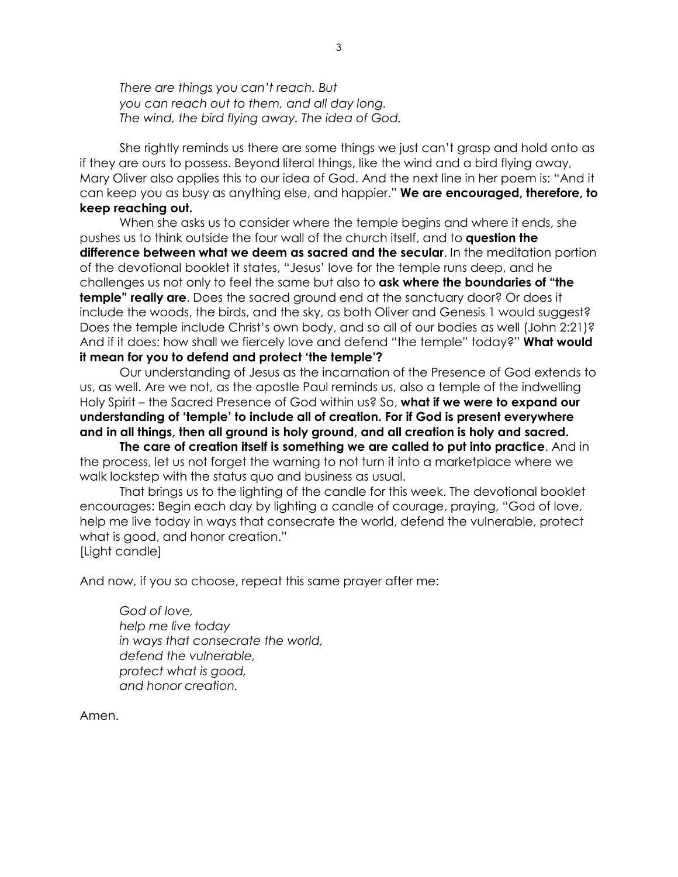*There are things you can't reach. But*
*you can reach out to them, and all day long.*
*The wind, the bird flying away. The idea of God.*

She rightly reminds us there are some things we just can't grasp and hold onto as if they are ours to possess. Beyond literal things, like the wind and a bird flying away, Mary Oliver also applies this to our idea of God. And the next line in her poem is: "And it can keep you as busy as anything else, and happier." **We are encouraged, therefore, to keep reaching out.**

When she asks us to consider where the temple begins and where it ends, she pushes us to think outside the four wall of the church itself, and to **question the difference between what we deem as sacred and the secular**. In the meditation portion of the devotional booklet it states, "Jesus' love for the temple runs deep, and he challenges us not only to feel the same but also to **ask where the boundaries of "the temple" really are**. Does the sacred ground end at the sanctuary door? Or does it include the woods, the birds, and the sky, as both Oliver and Genesis 1 would suggest? Does the temple include Christ's own body, and so all of our bodies as well (John 2:21)? And if it does: how shall we fiercely love and defend "the temple" today?" **What would it mean for you to defend and protect 'the temple'?**

Our understanding of Jesus as the incarnation of the Presence of God extends to us, as well. Are we not, as the apostle Paul reminds us, also a temple of the indwelling Holy Spirit – the Sacred Presence of God within us? So, **what if we were to expand our understanding of 'temple' to include all of creation. For if God is present everywhere and in all things, then all ground is holy ground, and all creation is holy and sacred.**

**The care of creation itself is something we are called to put into practice**. And in the process, let us not forget the warning to not turn it into a marketplace where we walk lockstep with the status quo and business as usual.

That brings us to the lighting of the candle for this week. The devotional booklet encourages: Begin each day by lighting a candle of courage, praying, "God of love, help me live today in ways that consecrate the world, defend the vulnerable, protect what is good, and honor creation."
[Light candle]

And now, if you so choose, repeat this same prayer after me:

*God of love,*
*help me live today*
*in ways that consecrate the world,*
*defend the vulnerable,*
*protect what is good,*
*and honor creation.*

Amen.